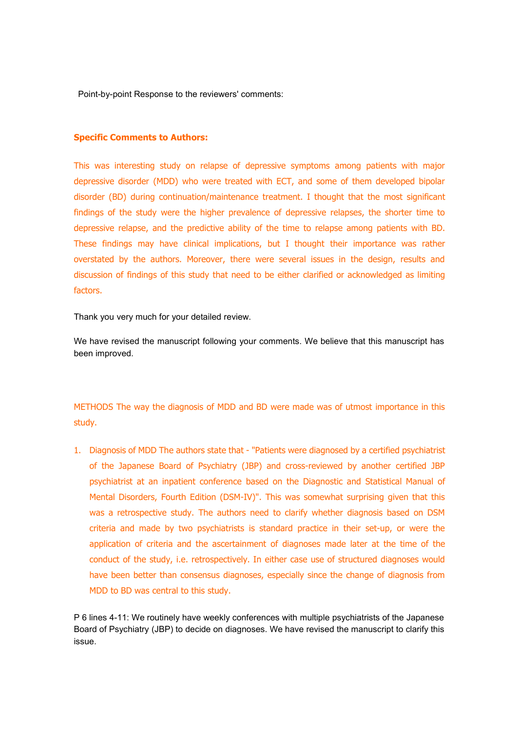Point-by-point Response to the reviewers' comments:

**Specific Comments to Authors:**

This was interesting study on relapse of depressive symptoms among patients with major depressive disorder (MDD) who were treated with ECT, and some of them developed bipolar disorder (BD) during continuation/maintenance treatment. I thought that the most significant findings of the study were the higher prevalence of depressive relapses, the shorter time to depressive relapse, and the predictive ability of the time to relapse among patients with BD. These findings may have clinical implications, but I thought their importance was rather overstated by the authors. Moreover, there were several issues in the design, results and discussion of findings of this study that need to be either clarified or acknowledged as limiting factors.

Thank you very much for your detailed review.

We have revised the manuscript following your comments. We believe that this manuscript has been improved.

METHODS The way the diagnosis of MDD and BD were made was of utmost importance in this study.

1. Diagnosis of MDD The authors state that - "Patients were diagnosed by a certified psychiatrist of the Japanese Board of Psychiatry (JBP) and cross-reviewed by another certified JBP psychiatrist at an inpatient conference based on the Diagnostic and Statistical Manual of Mental Disorders, Fourth Edition (DSM-IV)". This was somewhat surprising given that this was a retrospective study. The authors need to clarify whether diagnosis based on DSM criteria and made by two psychiatrists is standard practice in their set-up, or were the application of criteria and the ascertainment of diagnoses made later at the time of the conduct of the study, i.e. retrospectively. In either case use of structured diagnoses would have been better than consensus diagnoses, especially since the change of diagnosis from MDD to BD was central to this study.

P 6 lines 4-11: We routinely have weekly conferences with multiple psychiatrists of the Japanese Board of Psychiatry (JBP) to decide on diagnoses. We have revised the manuscript to clarify this issue.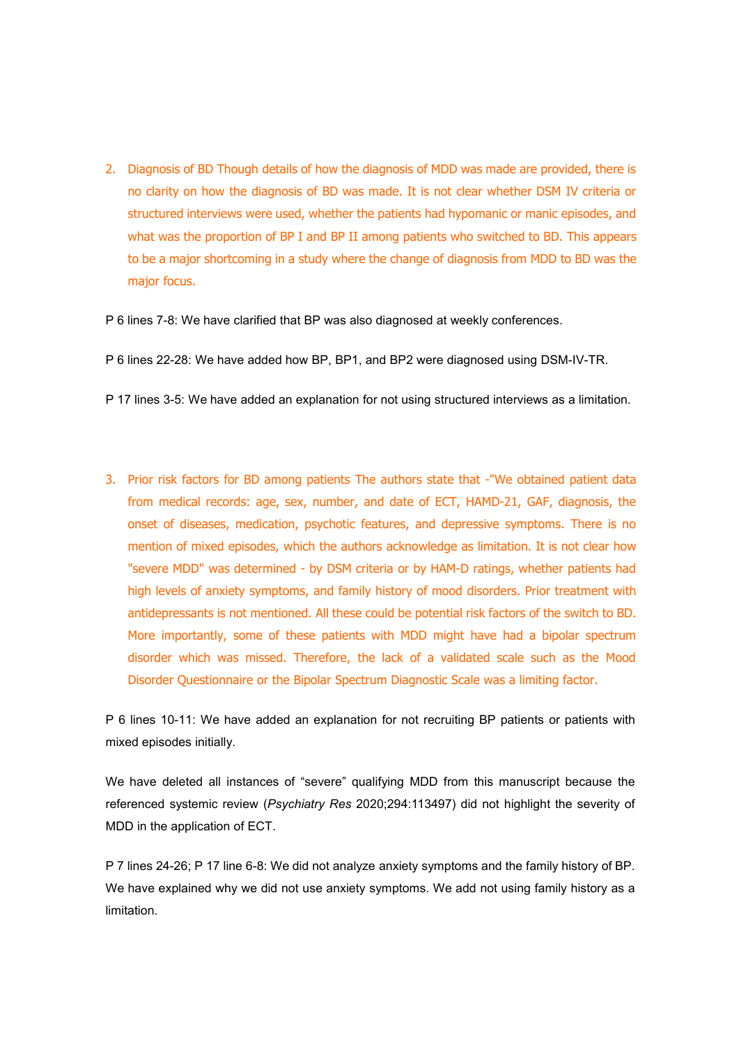2. Diagnosis of BD Though details of how the diagnosis of MDD was made are provided, there is no clarity on how the diagnosis of BD was made. It is not clear whether DSM IV criteria or structured interviews were used, whether the patients had hypomanic or manic episodes, and what was the proportion of BP I and BP II among patients who switched to BD. This appears to be a major shortcoming in a study where the change of diagnosis from MDD to BD was the major focus.

P 6 lines 7-8: We have clarified that BP was also diagnosed at weekly conferences.

P 6 lines 22-28: We have added how BP, BP1, and BP2 were diagnosed using DSM-IV-TR.

P 17 lines 3-5: We have added an explanation for not using structured interviews as a limitation.

3. Prior risk factors for BD among patients The authors state that -"We obtained patient data from medical records: age, sex, number, and date of ECT, HAMD-21, GAF, diagnosis, the onset of diseases, medication, psychotic features, and depressive symptoms. There is no mention of mixed episodes, which the authors acknowledge as limitation. It is not clear how "severe MDD" was determined - by DSM criteria or by HAM-D ratings, whether patients had high levels of anxiety symptoms, and family history of mood disorders. Prior treatment with antidepressants is not mentioned. All these could be potential risk factors of the switch to BD. More importantly, some of these patients with MDD might have had a bipolar spectrum disorder which was missed. Therefore, the lack of a validated scale such as the Mood Disorder Questionnaire or the Bipolar Spectrum Diagnostic Scale was a limiting factor.

P 6 lines 10-11: We have added an explanation for not recruiting BP patients or patients with mixed episodes initially.

We have deleted all instances of "severe" qualifying MDD from this manuscript because the referenced systemic review (*Psychiatry Res* 2020;294:113497) did not highlight the severity of MDD in the application of ECT.

P 7 lines 24-26; P 17 line 6-8: We did not analyze anxiety symptoms and the family history of BP. We have explained why we did not use anxiety symptoms. We add not using family history as a limitation.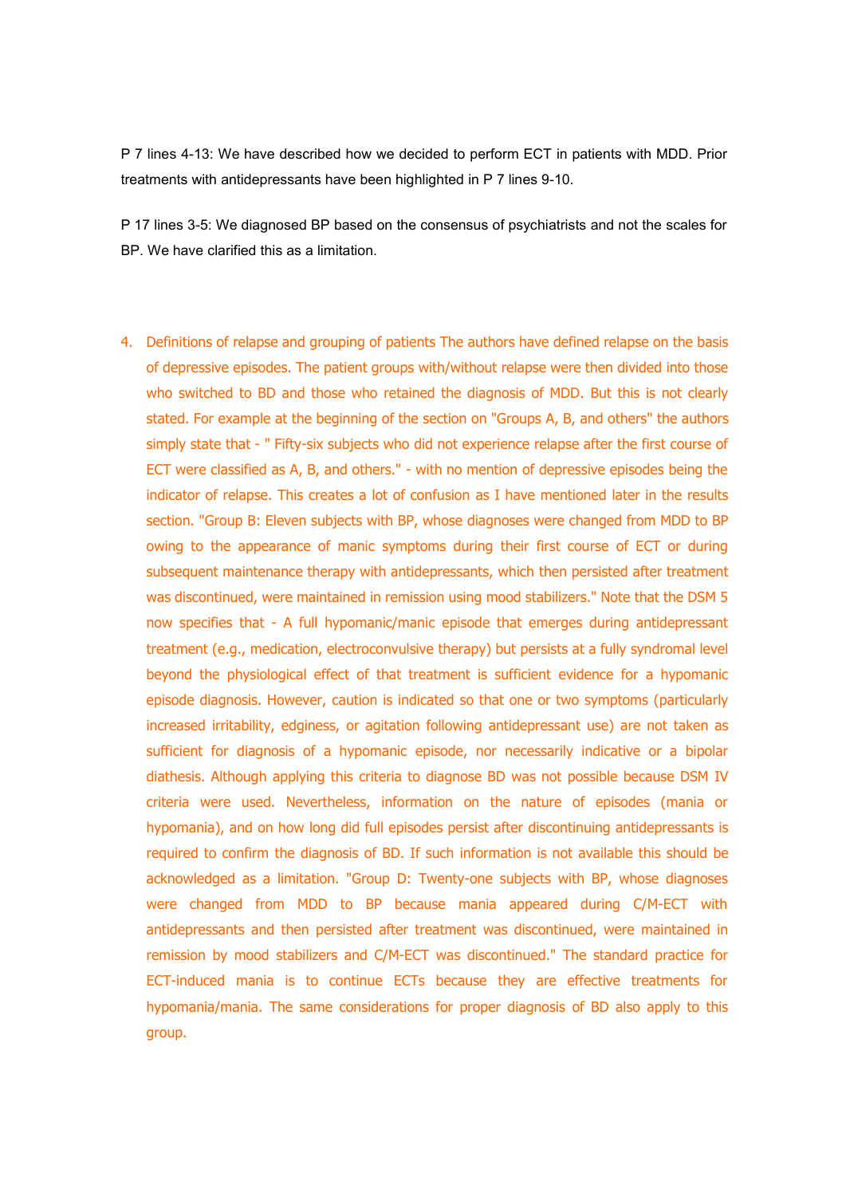P 7 lines 4-13: We have described how we decided to perform ECT in patients with MDD. Prior treatments with antidepressants have been highlighted in P 7 lines 9-10.

P 17 lines 3-5: We diagnosed BP based on the consensus of psychiatrists and not the scales for BP. We have clarified this as a limitation.

4. Definitions of relapse and grouping of patients The authors have defined relapse on the basis of depressive episodes. The patient groups with/without relapse were then divided into those who switched to BD and those who retained the diagnosis of MDD. But this is not clearly stated. For example at the beginning of the section on "Groups A, B, and others" the authors simply state that - " Fifty-six subjects who did not experience relapse after the first course of ECT were classified as A, B, and others." - with no mention of depressive episodes being the indicator of relapse. This creates a lot of confusion as I have mentioned later in the results section. "Group B: Eleven subjects with BP, whose diagnoses were changed from MDD to BP owing to the appearance of manic symptoms during their first course of ECT or during subsequent maintenance therapy with antidepressants, which then persisted after treatment was discontinued, were maintained in remission using mood stabilizers." Note that the DSM 5 now specifies that - A full hypomanic/manic episode that emerges during antidepressant treatment (e.g., medication, electroconvulsive therapy) but persists at a fully syndromal level beyond the physiological effect of that treatment is sufficient evidence for a hypomanic episode diagnosis. However, caution is indicated so that one or two symptoms (particularly increased irritability, edginess, or agitation following antidepressant use) are not taken as sufficient for diagnosis of a hypomanic episode, nor necessarily indicative or a bipolar diathesis. Although applying this criteria to diagnose BD was not possible because DSM IV criteria were used. Nevertheless, information on the nature of episodes (mania or hypomania), and on how long did full episodes persist after discontinuing antidepressants is required to confirm the diagnosis of BD. If such information is not available this should be acknowledged as a limitation. "Group D: Twenty-one subjects with BP, whose diagnoses were changed from MDD to BP because mania appeared during C/M-ECT with antidepressants and then persisted after treatment was discontinued, were maintained in remission by mood stabilizers and C/M-ECT was discontinued." The standard practice for ECT-induced mania is to continue ECTs because they are effective treatments for hypomania/mania. The same considerations for proper diagnosis of BD also apply to this group.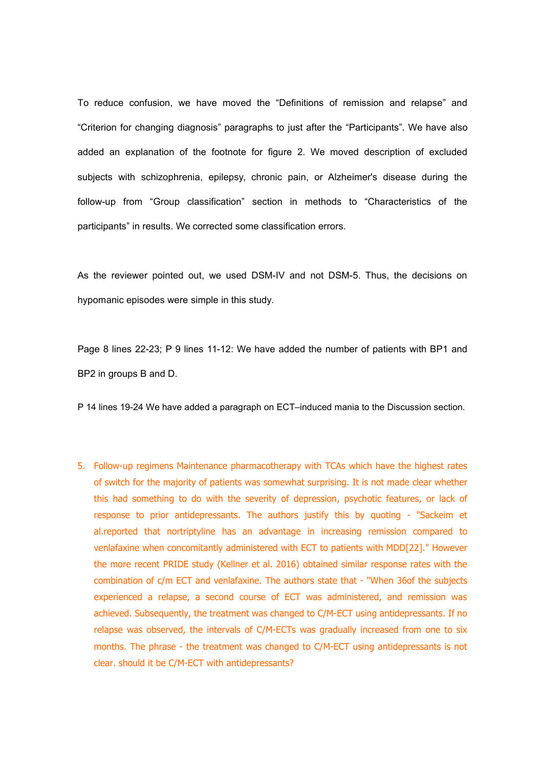To reduce confusion, we have moved the "Definitions of remission and relapse" and "Criterion for changing diagnosis" paragraphs to just after the "Participants". We have also added an explanation of the footnote for figure 2. We moved description of excluded subjects with schizophrenia, epilepsy, chronic pain, or Alzheimer's disease during the follow-up from "Group classification" section in methods to "Characteristics of the participants" in results. We corrected some classification errors.

As the reviewer pointed out, we used DSM-IV and not DSM-5. Thus, the decisions on hypomanic episodes were simple in this study.

Page 8 lines 22-23; P 9 lines 11-12: We have added the number of patients with BP1 and BP2 in groups B and D.

P 14 lines 19-24 We have added a paragraph on ECT–induced mania to the Discussion section.

5. Follow-up regimens Maintenance pharmacotherapy with TCAs which have the highest rates of switch for the majority of patients was somewhat surprising. It is not made clear whether this had something to do with the severity of depression, psychotic features, or lack of response to prior antidepressants. The authors justify this by quoting - "Sackeim et al.reported that nortriptyline has an advantage in increasing remission compared to venlafaxine when concomitantly administered with ECT to patients with MDD[22]." However the more recent PRIDE study (Kellner et al. 2016) obtained similar response rates with the combination of c/m ECT and venlafaxine. The authors state that - "When 36of the subjects experienced a relapse, a second course of ECT was administered, and remission was achieved. Subsequently, the treatment was changed to C/M-ECT using antidepressants. If no relapse was observed, the intervals of C/M-ECTs was gradually increased from one to six months. The phrase - the treatment was changed to C/M-ECT using antidepressants is not clear. should it be C/M-ECT with antidepressants?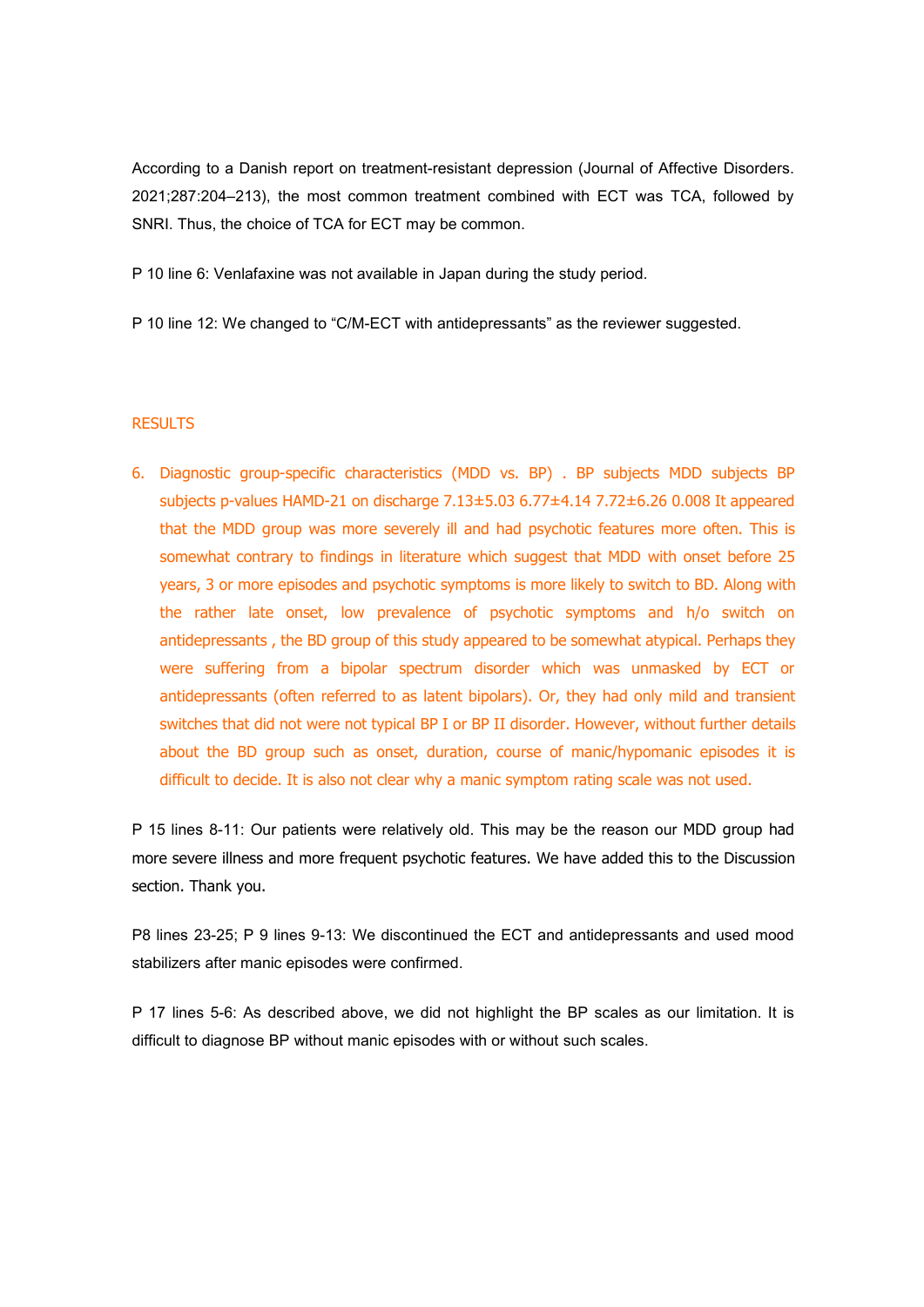According to a Danish report on treatment-resistant depression (Journal of Affective Disorders. 2021;287:204–213), the most common treatment combined with ECT was TCA, followed by SNRI. Thus, the choice of TCA for ECT may be common.

P 10 line 6: Venlafaxine was not available in Japan during the study period.

P 10 line 12: We changed to "C/M-ECT with antidepressants" as the reviewer suggested.

RESULTS

6. Diagnostic group-specific characteristics (MDD vs. BP) . BP subjects MDD subjects BP subjects p-values HAMD-21 on discharge 7.13±5.03 6.77±4.14 7.72±6.26 0.008 It appeared that the MDD group was more severely ill and had psychotic features more often. This is somewhat contrary to findings in literature which suggest that MDD with onset before 25 years, 3 or more episodes and psychotic symptoms is more likely to switch to BD. Along with the rather late onset, low prevalence of psychotic symptoms and h/o switch on antidepressants , the BD group of this study appeared to be somewhat atypical. Perhaps they were suffering from a bipolar spectrum disorder which was unmasked by ECT or antidepressants (often referred to as latent bipolars). Or, they had only mild and transient switches that did not were not typical BP I or BP II disorder. However, without further details about the BD group such as onset, duration, course of manic/hypomanic episodes it is difficult to decide. It is also not clear why a manic symptom rating scale was not used.

P 15 lines 8-11: Our patients were relatively old. This may be the reason our MDD group had more severe illness and more frequent psychotic features. We have added this to the Discussion section. Thank you.

P8 lines 23-25; P 9 lines 9-13: We discontinued the ECT and antidepressants and used mood stabilizers after manic episodes were confirmed.

P 17 lines 5-6: As described above, we did not highlight the BP scales as our limitation. It is difficult to diagnose BP without manic episodes with or without such scales.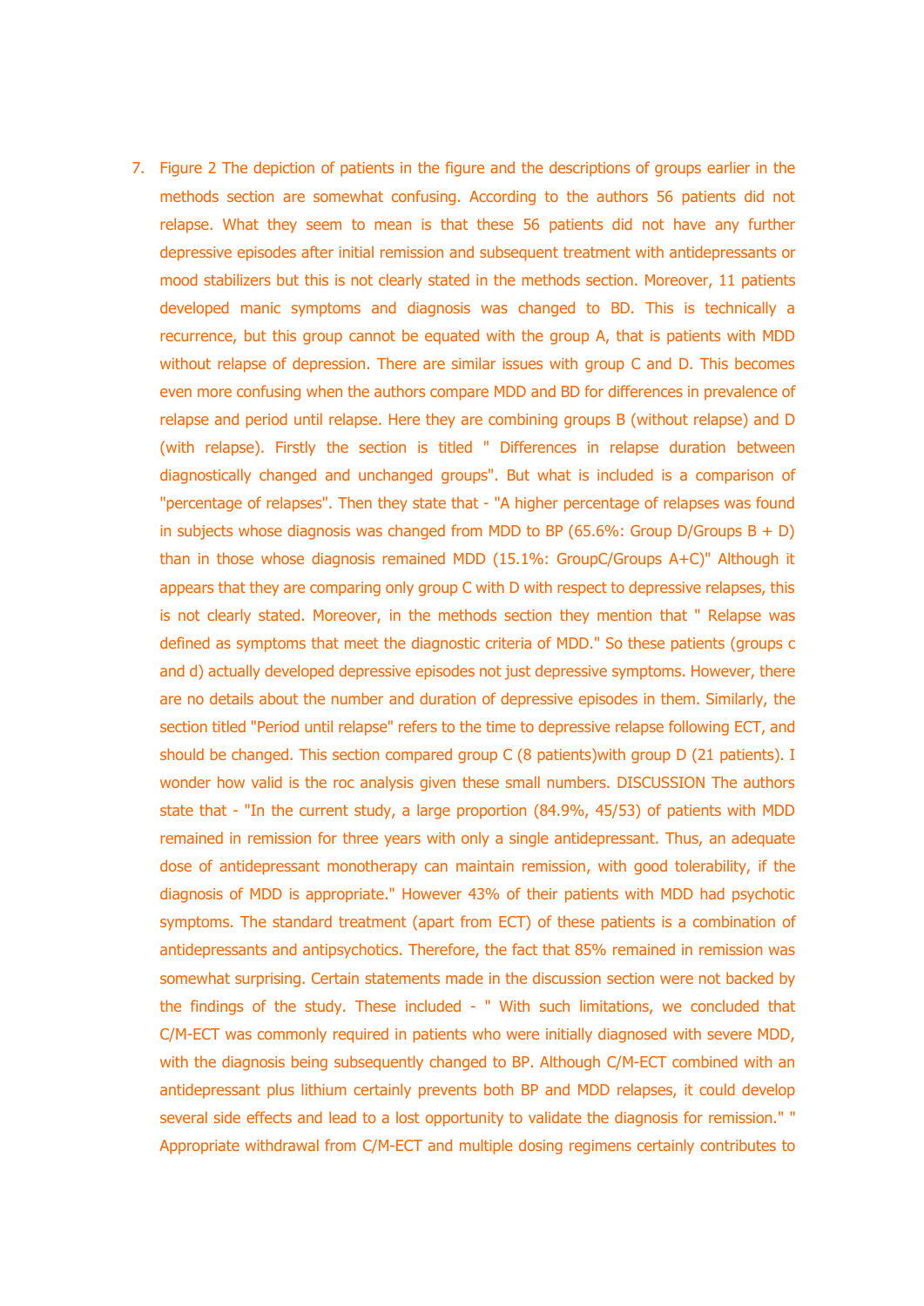7. Figure 2 The depiction of patients in the figure and the descriptions of groups earlier in the methods section are somewhat confusing. According to the authors 56 patients did not relapse. What they seem to mean is that these 56 patients did not have any further depressive episodes after initial remission and subsequent treatment with antidepressants or mood stabilizers but this is not clearly stated in the methods section. Moreover, 11 patients developed manic symptoms and diagnosis was changed to BD. This is technically a recurrence, but this group cannot be equated with the group A, that is patients with MDD without relapse of depression. There are similar issues with group C and D. This becomes even more confusing when the authors compare MDD and BD for differences in prevalence of relapse and period until relapse. Here they are combining groups B (without relapse) and D (with relapse). Firstly the section is titled " Differences in relapse duration between diagnostically changed and unchanged groups". But what is included is a comparison of "percentage of relapses". Then they state that - "A higher percentage of relapses was found in subjects whose diagnosis was changed from MDD to BP (65.6%: Group D/Groups B + D) than in those whose diagnosis remained MDD (15.1%: GroupC/Groups A+C)" Although it appears that they are comparing only group C with D with respect to depressive relapses, this is not clearly stated. Moreover, in the methods section they mention that " Relapse was defined as symptoms that meet the diagnostic criteria of MDD." So these patients (groups c and d) actually developed depressive episodes not just depressive symptoms. However, there are no details about the number and duration of depressive episodes in them. Similarly, the section titled "Period until relapse" refers to the time to depressive relapse following ECT, and should be changed. This section compared group C (8 patients)with group D (21 patients). I wonder how valid is the roc analysis given these small numbers. DISCUSSION The authors state that - "In the current study, a large proportion (84.9%, 45/53) of patients with MDD remained in remission for three years with only a single antidepressant. Thus, an adequate dose of antidepressant monotherapy can maintain remission, with good tolerability, if the diagnosis of MDD is appropriate." However 43% of their patients with MDD had psychotic symptoms. The standard treatment (apart from ECT) of these patients is a combination of antidepressants and antipsychotics. Therefore, the fact that 85% remained in remission was somewhat surprising. Certain statements made in the discussion section were not backed by the findings of the study. These included - " With such limitations, we concluded that C/M-ECT was commonly required in patients who were initially diagnosed with severe MDD, with the diagnosis being subsequently changed to BP. Although C/M-ECT combined with an antidepressant plus lithium certainly prevents both BP and MDD relapses, it could develop several side effects and lead to a lost opportunity to validate the diagnosis for remission." " Appropriate withdrawal from C/M-ECT and multiple dosing regimens certainly contributes to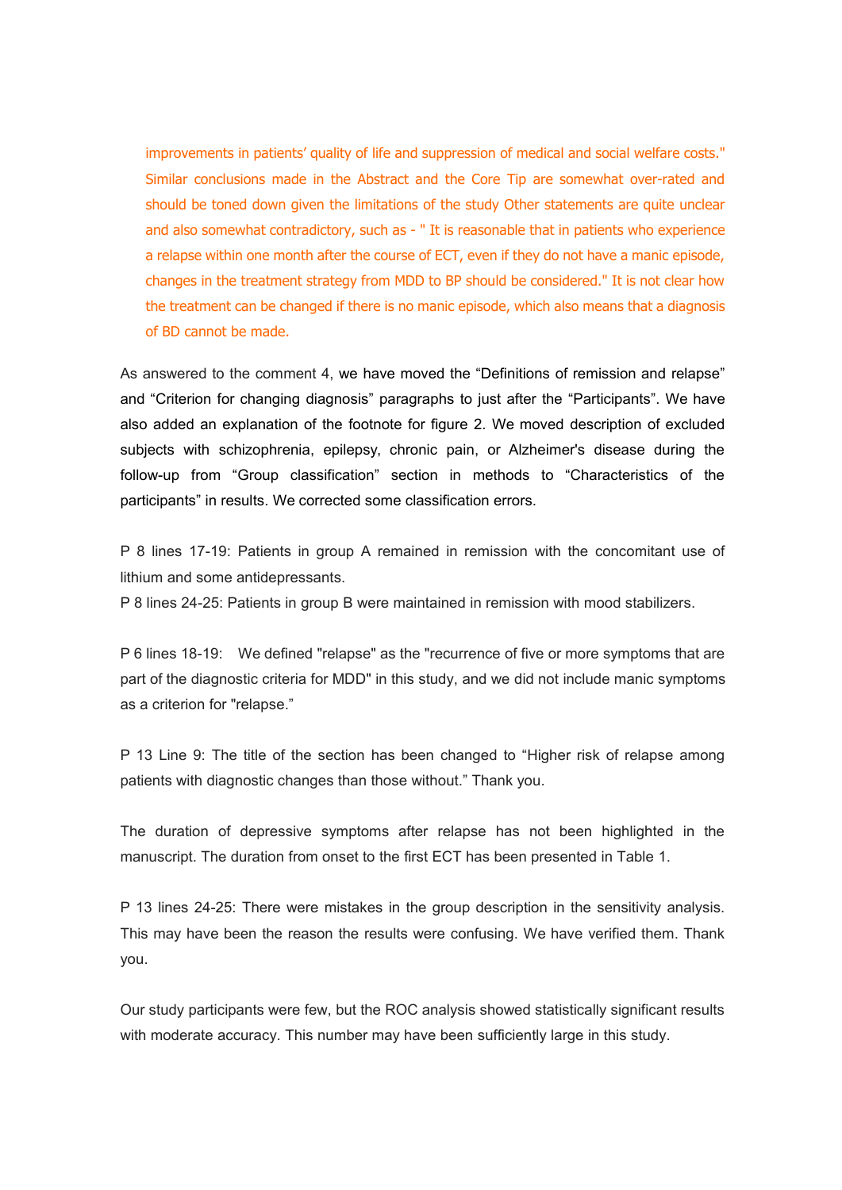improvements in patients' quality of life and suppression of medical and social welfare costs." Similar conclusions made in the Abstract and the Core Tip are somewhat over-rated and should be toned down given the limitations of the study Other statements are quite unclear and also somewhat contradictory, such as - " It is reasonable that in patients who experience a relapse within one month after the course of ECT, even if they do not have a manic episode, changes in the treatment strategy from MDD to BP should be considered." It is not clear how the treatment can be changed if there is no manic episode, which also means that a diagnosis of BD cannot be made.

As answered to the comment 4, we have moved the "Definitions of remission and relapse" and "Criterion for changing diagnosis" paragraphs to just after the "Participants". We have also added an explanation of the footnote for figure 2. We moved description of excluded subjects with schizophrenia, epilepsy, chronic pain, or Alzheimer's disease during the follow-up from "Group classification" section in methods to "Characteristics of the participants" in results. We corrected some classification errors.

P 8 lines 17-19: Patients in group A remained in remission with the concomitant use of lithium and some antidepressants.
P 8 lines 24-25: Patients in group B were maintained in remission with mood stabilizers.

P 6 lines 18-19: We defined "relapse" as the "recurrence of five or more symptoms that are part of the diagnostic criteria for MDD" in this study, and we did not include manic symptoms as a criterion for "relapse."

P 13 Line 9: The title of the section has been changed to "Higher risk of relapse among patients with diagnostic changes than those without." Thank you.

The duration of depressive symptoms after relapse has not been highlighted in the manuscript. The duration from onset to the first ECT has been presented in Table 1.

P 13 lines 24-25: There were mistakes in the group description in the sensitivity analysis. This may have been the reason the results were confusing. We have verified them. Thank you.

Our study participants were few, but the ROC analysis showed statistically significant results with moderate accuracy. This number may have been sufficiently large in this study.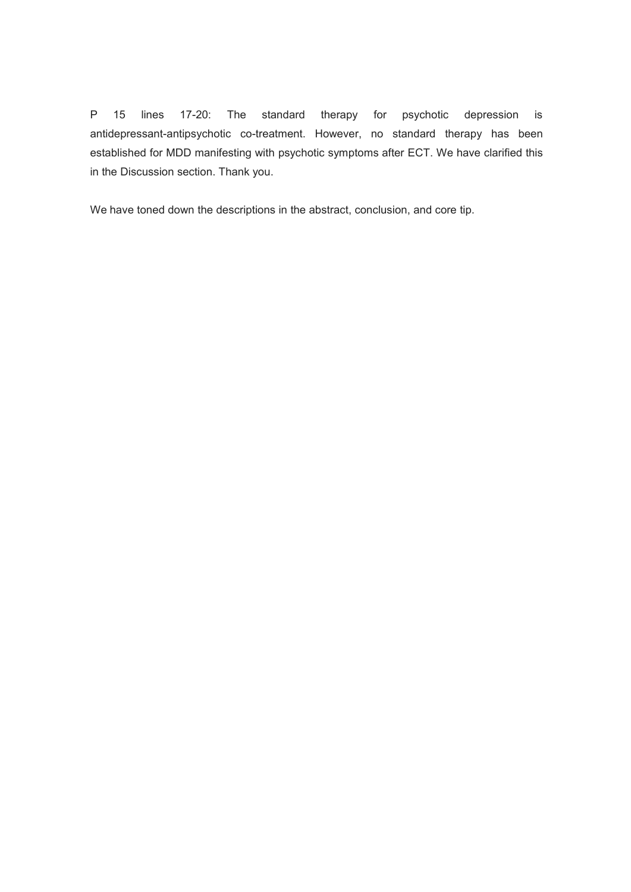P 15 lines 17-20: The standard therapy for psychotic depression is antidepressant-antipsychotic co-treatment. However, no standard therapy has been established for MDD manifesting with psychotic symptoms after ECT. We have clarified this in the Discussion section. Thank you.

We have toned down the descriptions in the abstract, conclusion, and core tip.